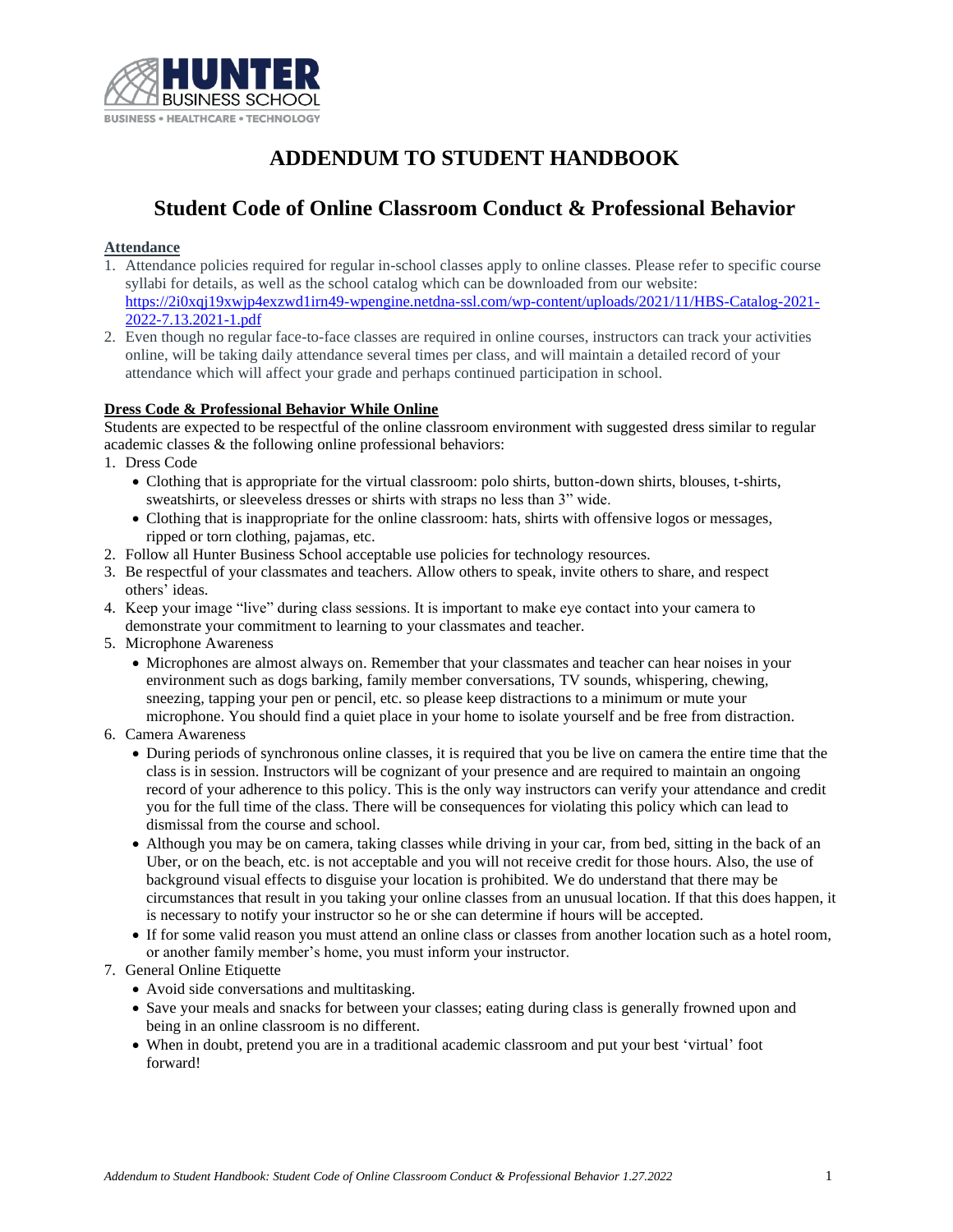# ADDENDUM TO STUDENT HANDBOOK

## Student Code of Online Classroom Conduct & Professional Behavior

**Attendance**

1. Attendance policies required for regular in-school classes apply to online classes. Please refer to specific course syllabi for details, as well as the school catalog which can be downloaded from our website: https://2i0xqj19xwjp4exzwd1irn49-wpengine.netdna-ssl.com/wp-content/uploads/2021/11/HBS-Catalog-2021-2022-7.13.2021-1.pdf
2. Even though no regular face-to-face classes are required in online courses, instructors can track your activities online, will be taking daily attendance several times per class, and will maintain a detailed record of your attendance which will affect your grade and perhaps continued participation in school.

**Dress Code & Professional Behavior While Online**

Students are expected to be respectful of the online classroom environment with suggested dress similar to regular academic classes & the following online professional behaviors:

1. Dress Code
   - Clothing that is appropriate for the virtual classroom: polo shirts, button-down shirts, blouses, t-shirts, sweatshirts, or sleeveless dresses or shirts with straps no less than 3" wide.
   - Clothing that is inappropriate for the online classroom: hats, shirts with offensive logos or messages, ripped or torn clothing, pajamas, etc.
2. Follow all Hunter Business School acceptable use policies for technology resources.
3. Be respectful of your classmates and teachers. Allow others to speak, invite others to share, and respect others' ideas.
4. Keep your image "live" during class sessions. It is important to make eye contact into your camera to demonstrate your commitment to learning to your classmates and teacher.
5. Microphone Awareness
   - Microphones are almost always on. Remember that your classmates and teacher can hear noises in your environment such as dogs barking, family member conversations, TV sounds, whispering, chewing, sneezing, tapping your pen or pencil, etc. so please keep distractions to a minimum or mute your microphone. You should find a quiet place in your home to isolate yourself and be free from distraction.
6. Camera Awareness
   - During periods of synchronous online classes, it is required that you be live on camera the entire time that the class is in session. Instructors will be cognizant of your presence and are required to maintain an ongoing record of your adherence to this policy. This is the only way instructors can verify your attendance and credit you for the full time of the class. There will be consequences for violating this policy which can lead to dismissal from the course and school.
   - Although you may be on camera, taking classes while driving in your car, from bed, sitting in the back of an Uber, or on the beach, etc. is not acceptable and you will not receive credit for those hours. Also, the use of background visual effects to disguise your location is prohibited. We do understand that there may be circumstances that result in you taking your online classes from an unusual location. If that this does happen, it is necessary to notify your instructor so he or she can determine if hours will be accepted.
   - If for some valid reason you must attend an online class or classes from another location such as a hotel room, or another family member's home, you must inform your instructor.
7. General Online Etiquette
   - Avoid side conversations and multitasking.
   - Save your meals and snacks for between your classes; eating during class is generally frowned upon and being in an online classroom is no different.
   - When in doubt, pretend you are in a traditional academic classroom and put your best 'virtual' foot forward!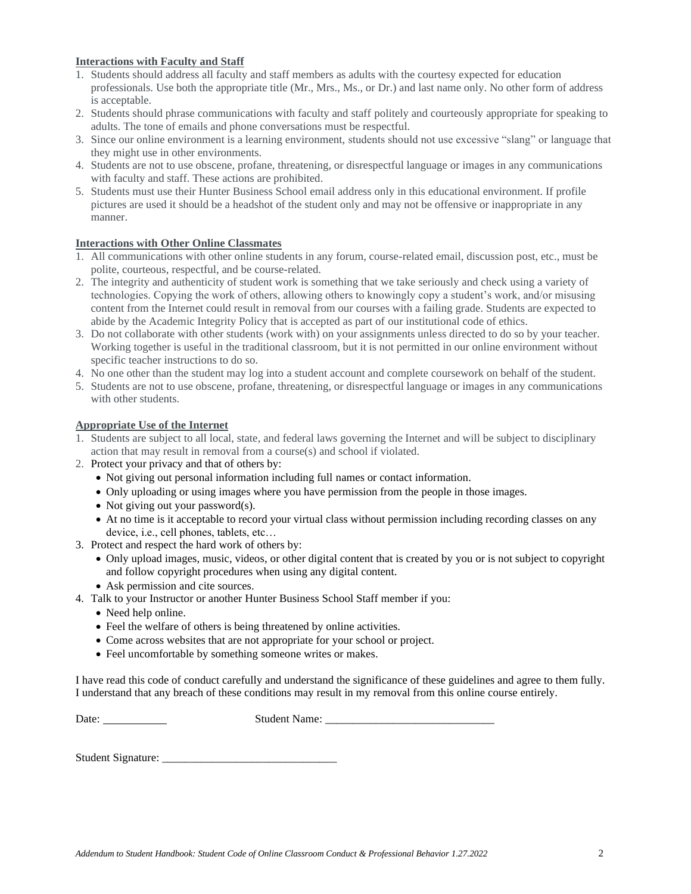**Interactions with Faculty and Staff**

1. Students should address all faculty and staff members as adults with the courtesy expected for education professionals. Use both the appropriate title (Mr., Mrs., Ms., or Dr.) and last name only. No other form of address is acceptable.
2. Students should phrase communications with faculty and staff politely and courteously appropriate for speaking to adults. The tone of emails and phone conversations must be respectful.
3. Since our online environment is a learning environment, students should not use excessive "slang" or language that they might use in other environments.
4. Students are not to use obscene, profane, threatening, or disrespectful language or images in any communications with faculty and staff. These actions are prohibited.
5. Students must use their Hunter Business School email address only in this educational environment. If profile pictures are used it should be a headshot of the student only and may not be offensive or inappropriate in any manner.

**Interactions with Other Online Classmates**

1. All communications with other online students in any forum, course-related email, discussion post, etc., must be polite, courteous, respectful, and be course-related.
2. The integrity and authenticity of student work is something that we take seriously and check using a variety of technologies. Copying the work of others, allowing others to knowingly copy a student's work, and/or misusing content from the Internet could result in removal from our courses with a failing grade. Students are expected to abide by the Academic Integrity Policy that is accepted as part of our institutional code of ethics.
3. Do not collaborate with other students (work with) on your assignments unless directed to do so by your teacher. Working together is useful in the traditional classroom, but it is not permitted in our online environment without specific teacher instructions to do so.
4. No one other than the student may log into a student account and complete coursework on behalf of the student.
5. Students are not to use obscene, profane, threatening, or disrespectful language or images in any communications with other students.

**Appropriate Use of the Internet**

1. Students are subject to all local, state, and federal laws governing the Internet and will be subject to disciplinary action that may result in removal from a course(s) and school if violated.
2. Protect your privacy and that of others by:
   - Not giving out personal information including full names or contact information.
   - Only uploading or using images where you have permission from the people in those images.
   - Not giving out your password(s).
   - At no time is it acceptable to record your virtual class without permission including recording classes on any device, i.e., cell phones, tablets, etc…
3. Protect and respect the hard work of others by:
   - Only upload images, music, videos, or other digital content that is created by you or is not subject to copyright and follow copyright procedures when using any digital content.
   - Ask permission and cite sources.
4. Talk to your Instructor or another Hunter Business School Staff member if you:
   - Need help online.
   - Feel the welfare of others is being threatened by online activities.
   - Come across websites that are not appropriate for your school or project.
   - Feel uncomfortable by something someone writes or makes.

I have read this code of conduct carefully and understand the significance of these guidelines and agree to them fully. I understand that any breach of these conditions may result in my removal from this online course entirely.

Date: ___________ Student Name: ______________________________

Student Signature: _______________________________